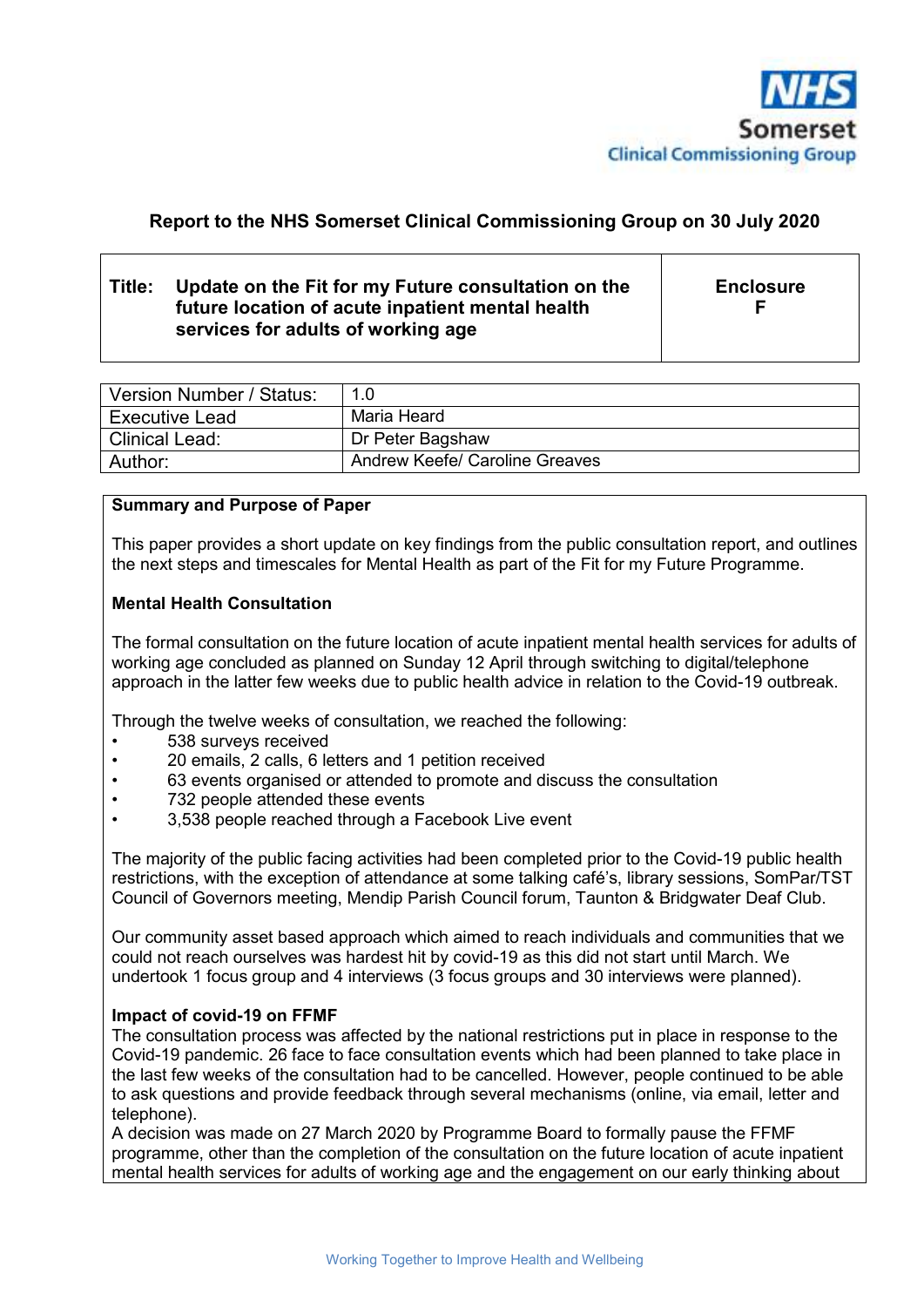NHS Somerset Clinical Commissioning Group

## Report to the NHS Somerset Clinical Commissioning Group on 30 July 2020

| **Title:** Update on the Fit for my Future consultation on the future location of acute inpatient mental health services for adults of working age | **Enclosure F** |
|---|---|

| Version Number / Status: | 1.0 |
|---|---|
| Executive Lead | Maria Heard |
| Clinical Lead: | Dr Peter Bagshaw |
| Author: | Andrew Keefe/ Caroline Greaves |

**Summary and Purpose of Paper**

This paper provides a short update on key findings from the public consultation report, and outlines the next steps and timescales for Mental Health as part of the Fit for my Future Programme.

**Mental Health Consultation**

The formal consultation on the future location of acute inpatient mental health services for adults of working age concluded as planned on Sunday 12 April through switching to digital/telephone approach in the latter few weeks due to public health advice in relation to the Covid-19 outbreak.

Through the twelve weeks of consultation, we reached the following:

- 538 surveys received
- 20 emails, 2 calls, 6 letters and 1 petition received
- 63 events organised or attended to promote and discuss the consultation
- 732 people attended these events
- 3,538 people reached through a Facebook Live event

The majority of the public facing activities had been completed prior to the Covid-19 public health restrictions, with the exception of attendance at some talking café's, library sessions, SomPar/TST Council of Governors meeting, Mendip Parish Council forum, Taunton & Bridgwater Deaf Club.

Our community asset based approach which aimed to reach individuals and communities that we could not reach ourselves was hardest hit by covid-19 as this did not start until March. We undertook 1 focus group and 4 interviews (3 focus groups and 30 interviews were planned).

**Impact of covid-19 on FFMF**

The consultation process was affected by the national restrictions put in place in response to the Covid-19 pandemic. 26 face to face consultation events which had been planned to take place in the last few weeks of the consultation had to be cancelled. However, people continued to be able to ask questions and provide feedback through several mechanisms (online, via email, letter and telephone).

A decision was made on 27 March 2020 by Programme Board to formally pause the FFMF programme, other than the completion of the consultation on the future location of acute inpatient mental health services for adults of working age and the engagement on our early thinking about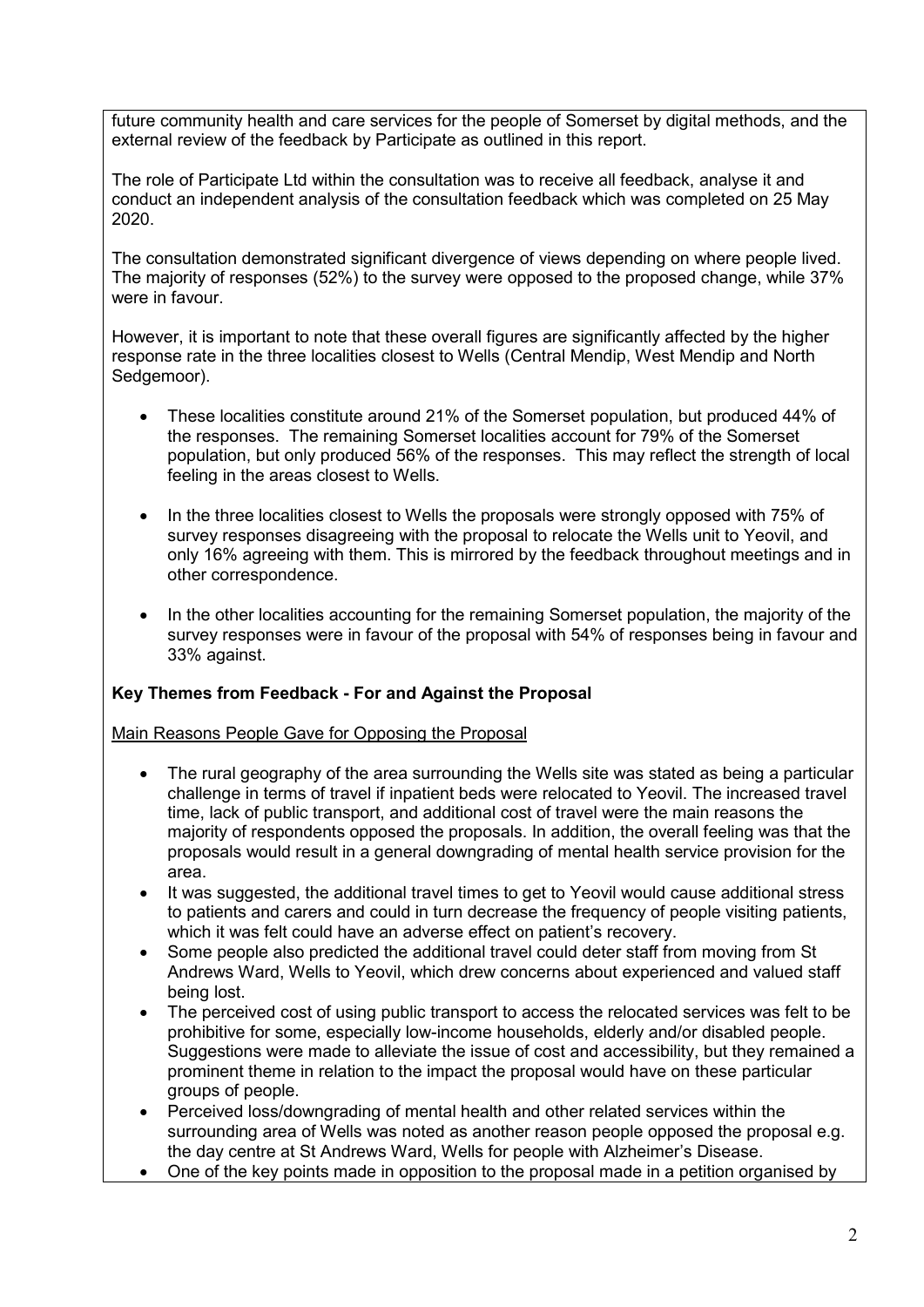future community health and care services for the people of Somerset by digital methods, and the external review of the feedback by Participate as outlined in this report.

The role of Participate Ltd within the consultation was to receive all feedback, analyse it and conduct an independent analysis of the consultation feedback which was completed on 25 May 2020.

The consultation demonstrated significant divergence of views depending on where people lived. The majority of responses (52%) to the survey were opposed to the proposed change, while 37% were in favour.

However, it is important to note that these overall figures are significantly affected by the higher response rate in the three localities closest to Wells (Central Mendip, West Mendip and North Sedgemoor).

- These localities constitute around 21% of the Somerset population, but produced 44% of the responses. The remaining Somerset localities account for 79% of the Somerset population, but only produced 56% of the responses. This may reflect the strength of local feeling in the areas closest to Wells.
- In the three localities closest to Wells the proposals were strongly opposed with 75% of survey responses disagreeing with the proposal to relocate the Wells unit to Yeovil, and only 16% agreeing with them. This is mirrored by the feedback throughout meetings and in other correspondence.
- In the other localities accounting for the remaining Somerset population, the majority of the survey responses were in favour of the proposal with 54% of responses being in favour and 33% against.

**Key Themes from Feedback - For and Against the Proposal**

Main Reasons People Gave for Opposing the Proposal

- The rural geography of the area surrounding the Wells site was stated as being a particular challenge in terms of travel if inpatient beds were relocated to Yeovil. The increased travel time, lack of public transport, and additional cost of travel were the main reasons the majority of respondents opposed the proposals. In addition, the overall feeling was that the proposals would result in a general downgrading of mental health service provision for the area.
- It was suggested, the additional travel times to get to Yeovil would cause additional stress to patients and carers and could in turn decrease the frequency of people visiting patients, which it was felt could have an adverse effect on patient's recovery.
- Some people also predicted the additional travel could deter staff from moving from St Andrews Ward, Wells to Yeovil, which drew concerns about experienced and valued staff being lost.
- The perceived cost of using public transport to access the relocated services was felt to be prohibitive for some, especially low-income households, elderly and/or disabled people. Suggestions were made to alleviate the issue of cost and accessibility, but they remained a prominent theme in relation to the impact the proposal would have on these particular groups of people.
- Perceived loss/downgrading of mental health and other related services within the surrounding area of Wells was noted as another reason people opposed the proposal e.g. the day centre at St Andrews Ward, Wells for people with Alzheimer's Disease.
- One of the key points made in opposition to the proposal made in a petition organised by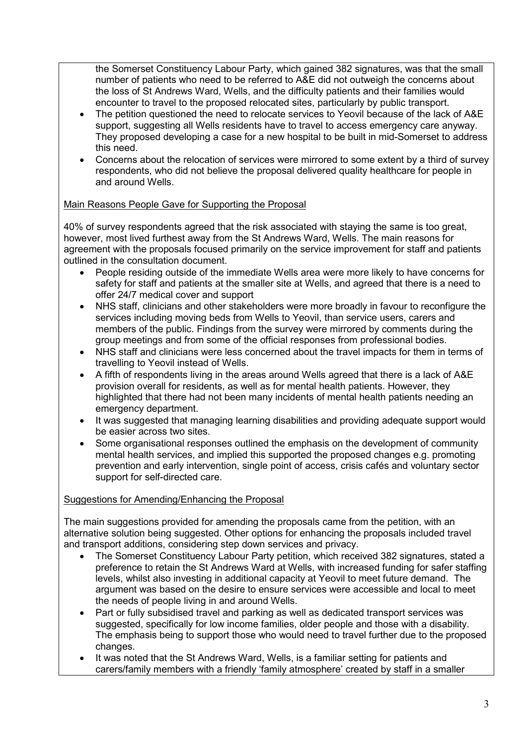the Somerset Constituency Labour Party, which gained 382 signatures, was that the small number of patients who need to be referred to A&E did not outweigh the concerns about the loss of St Andrews Ward, Wells, and the difficulty patients and their families would encounter to travel to the proposed relocated sites, particularly by public transport.

- The petition questioned the need to relocate services to Yeovil because of the lack of A&E support, suggesting all Wells residents have to travel to access emergency care anyway. They proposed developing a case for a new hospital to be built in mid-Somerset to address this need.
- Concerns about the relocation of services were mirrored to some extent by a third of survey respondents, who did not believe the proposal delivered quality healthcare for people in and around Wells.

Main Reasons People Gave for Supporting the Proposal

40% of survey respondents agreed that the risk associated with staying the same is too great, however, most lived furthest away from the St Andrews Ward, Wells. The main reasons for agreement with the proposals focused primarily on the service improvement for staff and patients outlined in the consultation document.

- People residing outside of the immediate Wells area were more likely to have concerns for safety for staff and patients at the smaller site at Wells, and agreed that there is a need to offer 24/7 medical cover and support
- NHS staff, clinicians and other stakeholders were more broadly in favour to reconfigure the services including moving beds from Wells to Yeovil, than service users, carers and members of the public. Findings from the survey were mirrored by comments during the group meetings and from some of the official responses from professional bodies.
- NHS staff and clinicians were less concerned about the travel impacts for them in terms of travelling to Yeovil instead of Wells.
- A fifth of respondents living in the areas around Wells agreed that there is a lack of A&E provision overall for residents, as well as for mental health patients. However, they highlighted that there had not been many incidents of mental health patients needing an emergency department.
- It was suggested that managing learning disabilities and providing adequate support would be easier across two sites.
- Some organisational responses outlined the emphasis on the development of community mental health services, and implied this supported the proposed changes e.g. promoting prevention and early intervention, single point of access, crisis cafés and voluntary sector support for self-directed care.

Suggestions for Amending/Enhancing the Proposal

The main suggestions provided for amending the proposals came from the petition, with an alternative solution being suggested. Other options for enhancing the proposals included travel and transport additions, considering step down services and privacy.

- The Somerset Constituency Labour Party petition, which received 382 signatures, stated a preference to retain the St Andrews Ward at Wells, with increased funding for safer staffing levels, whilst also investing in additional capacity at Yeovil to meet future demand. The argument was based on the desire to ensure services were accessible and local to meet the needs of people living in and around Wells.
- Part or fully subsidised travel and parking as well as dedicated transport services was suggested, specifically for low income families, older people and those with a disability. The emphasis being to support those who would need to travel further due to the proposed changes.
- It was noted that the St Andrews Ward, Wells, is a familiar setting for patients and carers/family members with a friendly 'family atmosphere' created by staff in a smaller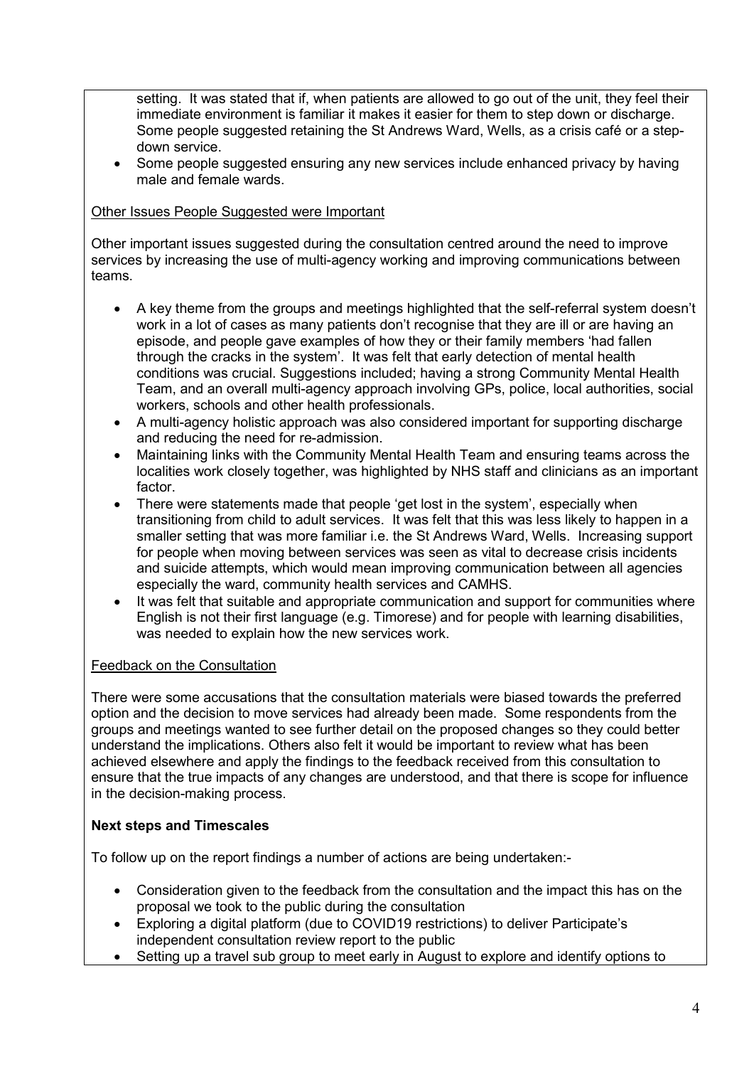setting. It was stated that if, when patients are allowed to go out of the unit, they feel their immediate environment is familiar it makes it easier for them to step down or discharge. Some people suggested retaining the St Andrews Ward, Wells, as a crisis café or a step-down service.

- Some people suggested ensuring any new services include enhanced privacy by having male and female wards.

Other Issues People Suggested were Important

Other important issues suggested during the consultation centred around the need to improve services by increasing the use of multi-agency working and improving communications between teams.

- A key theme from the groups and meetings highlighted that the self-referral system doesn't work in a lot of cases as many patients don't recognise that they are ill or are having an episode, and people gave examples of how they or their family members 'had fallen through the cracks in the system'. It was felt that early detection of mental health conditions was crucial. Suggestions included; having a strong Community Mental Health Team, and an overall multi-agency approach involving GPs, police, local authorities, social workers, schools and other health professionals.
- A multi-agency holistic approach was also considered important for supporting discharge and reducing the need for re-admission.
- Maintaining links with the Community Mental Health Team and ensuring teams across the localities work closely together, was highlighted by NHS staff and clinicians as an important factor.
- There were statements made that people 'get lost in the system', especially when transitioning from child to adult services. It was felt that this was less likely to happen in a smaller setting that was more familiar i.e. the St Andrews Ward, Wells. Increasing support for people when moving between services was seen as vital to decrease crisis incidents and suicide attempts, which would mean improving communication between all agencies especially the ward, community health services and CAMHS.
- It was felt that suitable and appropriate communication and support for communities where English is not their first language (e.g. Timorese) and for people with learning disabilities, was needed to explain how the new services work.

Feedback on the Consultation

There were some accusations that the consultation materials were biased towards the preferred option and the decision to move services had already been made. Some respondents from the groups and meetings wanted to see further detail on the proposed changes so they could better understand the implications. Others also felt it would be important to review what has been achieved elsewhere and apply the findings to the feedback received from this consultation to ensure that the true impacts of any changes are understood, and that there is scope for influence in the decision-making process.

**Next steps and Timescales**

To follow up on the report findings a number of actions are being undertaken:-

- Consideration given to the feedback from the consultation and the impact this has on the proposal we took to the public during the consultation
- Exploring a digital platform (due to COVID19 restrictions) to deliver Participate's independent consultation review report to the public
- Setting up a travel sub group to meet early in August to explore and identify options to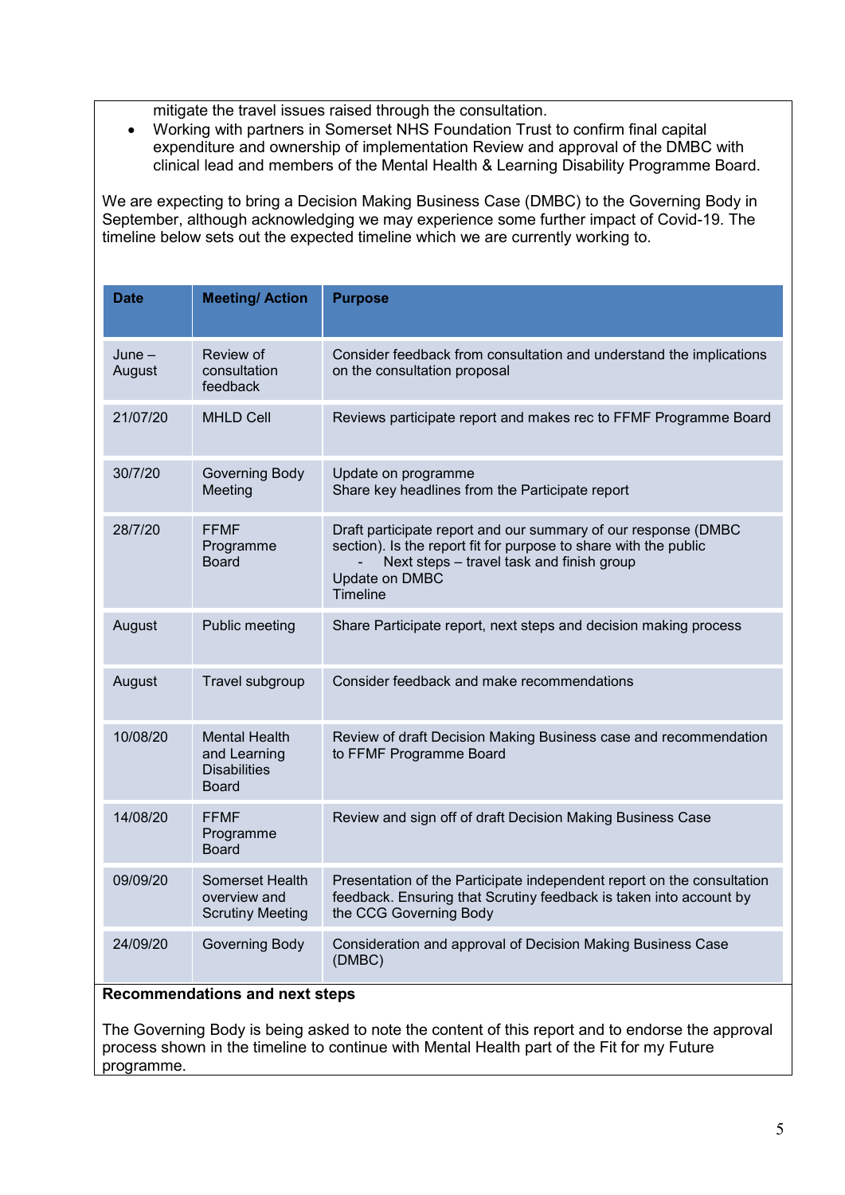mitigate the travel issues raised through the consultation.

- Working with partners in Somerset NHS Foundation Trust to confirm final capital expenditure and ownership of implementation Review and approval of the DMBC with clinical lead and members of the Mental Health & Learning Disability Programme Board.

We are expecting to bring a Decision Making Business Case (DMBC) to the Governing Body in September, although acknowledging we may experience some further impact of Covid-19. The timeline below sets out the expected timeline which we are currently working to.

| Date | Meeting/ Action | Purpose |
|---|---|---|
| June – August | Review of consultation feedback | Consider feedback from consultation and understand the implications on the consultation proposal |
| 21/07/20 | MHLD Cell | Reviews participate report and makes rec to FFMF Programme Board |
| 30/7/20 | Governing Body Meeting | Update on programme<br>Share key headlines from the Participate report |
| 28/7/20 | FFMF Programme Board | Draft participate report and our summary of our response (DMBC section). Is the report fit for purpose to share with the public<br>- Next steps – travel task and finish group<br>Update on DMBC<br>Timeline |
| August | Public meeting | Share Participate report, next steps and decision making process |
| August | Travel subgroup | Consider feedback and make recommendations |
| 10/08/20 | Mental Health and Learning Disabilities Board | Review of draft Decision Making Business case and recommendation to FFMF Programme Board |
| 14/08/20 | FFMF Programme Board | Review and sign off of draft Decision Making Business Case |
| 09/09/20 | Somerset Health overview and Scrutiny Meeting | Presentation of the Participate independent report on the consultation feedback. Ensuring that Scrutiny feedback is taken into account by the CCG Governing Body |
| 24/09/20 | Governing Body | Consideration and approval of Decision Making Business Case (DMBC) |

**Recommendations and next steps**

The Governing Body is being asked to note the content of this report and to endorse the approval process shown in the timeline to continue with Mental Health part of the Fit for my Future programme.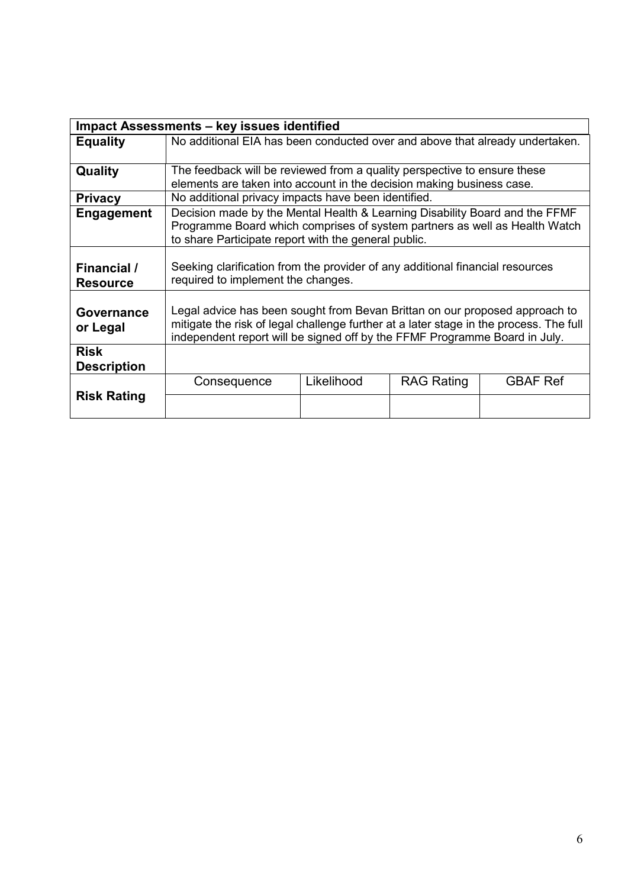| Impact Assessments – key issues identified | | | | |
|---|---|---|---|---|
| **Equality** | No additional EIA has been conducted over and above that already undertaken. | | | |
| **Quality** | The feedback will be reviewed from a quality perspective to ensure these elements are taken into account in the decision making business case. | | | |
| **Privacy** | No additional privacy impacts have been identified. | | | |
| **Engagement** | Decision made by the Mental Health & Learning Disability Board and the FFMF Programme Board which comprises of system partners as well as Health Watch to share Participate report with the general public. | | | |
| **Financial / Resource** | Seeking clarification from the provider of any additional financial resources required to implement the changes. | | | |
| **Governance or Legal** | Legal advice has been sought from Bevan Brittan on our proposed approach to mitigate the risk of legal challenge further at a later stage in the process. The full independent report will be signed off by the FFMF Programme Board in July. | | | |
| **Risk Description** | | | | |
| **Risk Rating** | Consequence | Likelihood | RAG Rating | GBAF Ref |
| | | | | |